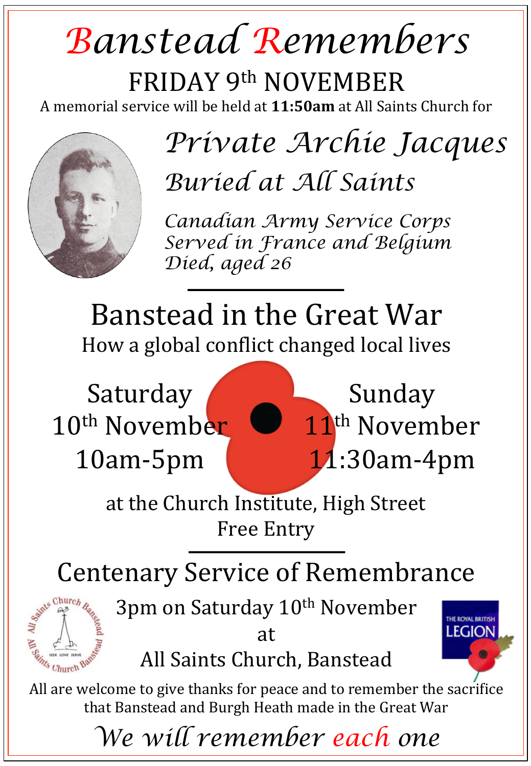# Banstead Remembers

## FRIDAY 9th NOVEMBER

A memorial service will be held at **11:50am** at All Saints Church for

## *Private Archie Jacques*

### *Buried at All Saints*

*Canadian Army Service Corps*
*Served in France and Belgium*
*Died, aged 26*

---

## Banstead in the Great War

How a global conflict changed local lives

Saturday 10th November 10am-5pm

Sunday 11th November 11:30am-4pm

at the Church Institute, High Street
Free Entry

---

## Centenary Service of Remembrance

3pm on Saturday 10th November
at
All Saints Church, Banstead

All Saints Church Banstead — SEEK LOVE SERVE

THE ROYAL BRITISH LEGION

All are welcome to give thanks for peace and to remember the sacrifice that Banstead and Burgh Heath made in the Great War

*We will remember each one*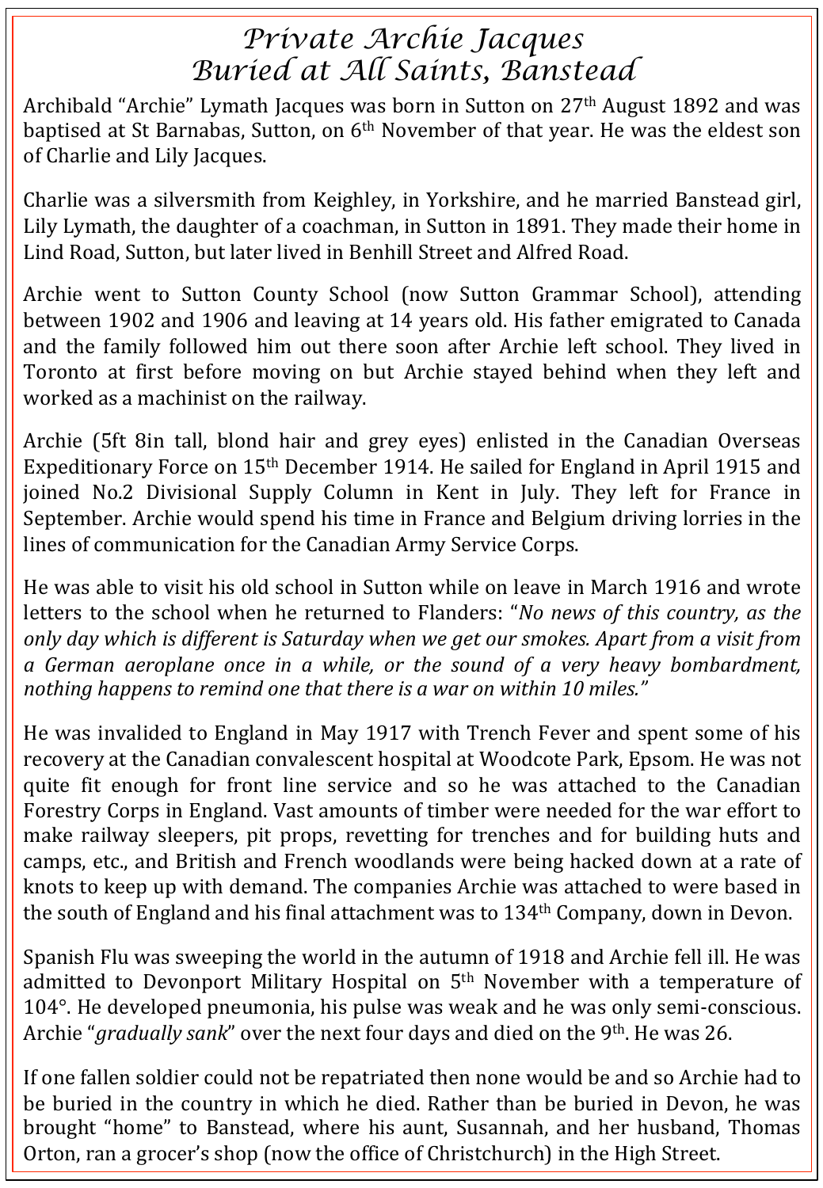# Private Archie Jacques
# Buried at All Saints, Banstead

Archibald "Archie" Lymath Jacques was born in Sutton on 27th August 1892 and was baptised at St Barnabas, Sutton, on 6th November of that year. He was the eldest son of Charlie and Lily Jacques.

Charlie was a silversmith from Keighley, in Yorkshire, and he married Banstead girl, Lily Lymath, the daughter of a coachman, in Sutton in 1891. They made their home in Lind Road, Sutton, but later lived in Benhill Street and Alfred Road.

Archie went to Sutton County School (now Sutton Grammar School), attending between 1902 and 1906 and leaving at 14 years old. His father emigrated to Canada and the family followed him out there soon after Archie left school. They lived in Toronto at first before moving on but Archie stayed behind when they left and worked as a machinist on the railway.

Archie (5ft 8in tall, blond hair and grey eyes) enlisted in the Canadian Overseas Expeditionary Force on 15th December 1914. He sailed for England in April 1915 and joined No.2 Divisional Supply Column in Kent in July. They left for France in September. Archie would spend his time in France and Belgium driving lorries in the lines of communication for the Canadian Army Service Corps.

He was able to visit his old school in Sutton while on leave in March 1916 and wrote letters to the school when he returned to Flanders: "*No news of this country, as the only day which is different is Saturday when we get our smokes. Apart from a visit from a German aeroplane once in a while, or the sound of a very heavy bombardment, nothing happens to remind one that there is a war on within 10 miles.*"

He was invalided to England in May 1917 with Trench Fever and spent some of his recovery at the Canadian convalescent hospital at Woodcote Park, Epsom. He was not quite fit enough for front line service and so he was attached to the Canadian Forestry Corps in England. Vast amounts of timber were needed for the war effort to make railway sleepers, pit props, revetting for trenches and for building huts and camps, etc., and British and French woodlands were being hacked down at a rate of knots to keep up with demand. The companies Archie was attached to were based in the south of England and his final attachment was to 134th Company, down in Devon.

Spanish Flu was sweeping the world in the autumn of 1918 and Archie fell ill. He was admitted to Devonport Military Hospital on 5th November with a temperature of 104°. He developed pneumonia, his pulse was weak and he was only semi-conscious. Archie "*gradually sank*" over the next four days and died on the 9th. He was 26.

If one fallen soldier could not be repatriated then none would be and so Archie had to be buried in the country in which he died. Rather than be buried in Devon, he was brought "home" to Banstead, where his aunt, Susannah, and her husband, Thomas Orton, ran a grocer's shop (now the office of Christchurch) in the High Street.